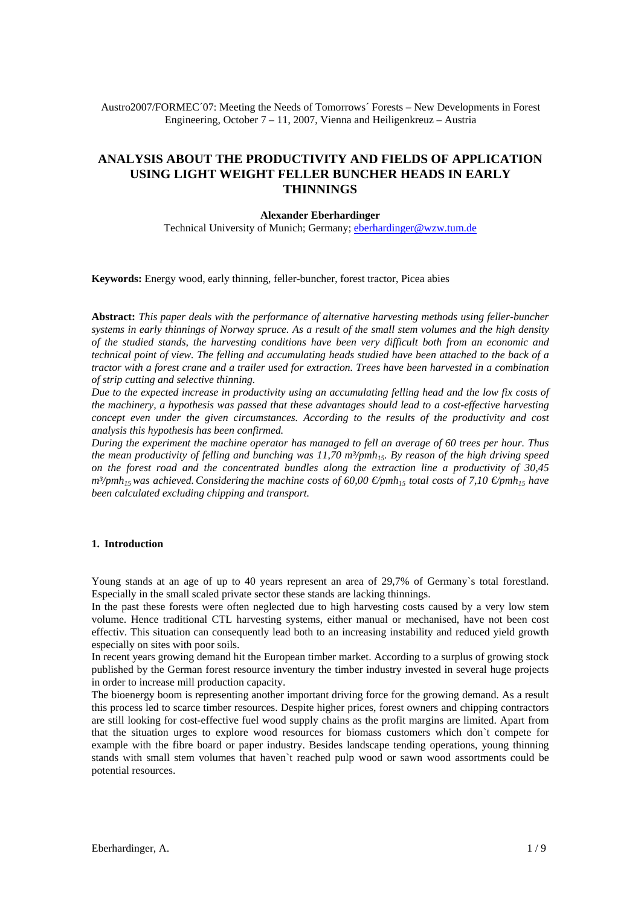Austro2007/FORMEC´07: Meeting the Needs of Tomorrows´ Forests – New Developments in Forest Engineering, October 7 – 11, 2007, Vienna and Heiligenkreuz – Austria

# ANALYSIS ABOUT THE PRODUCTIVITY AND FIELDS OF APPLICATION USING LIGHT WEIGHT FELLER BUNCHER HEADS IN EARLY THINNINGS

**Alexander Eberhardinger**

Technical University of Munich; Germany; eberhardinger@wzw.tum.de

**Keywords:** Energy wood, early thinning, feller-buncher, forest tractor, Picea abies

**Abstract:** *This paper deals with the performance of alternative harvesting methods using feller-buncher systems in early thinnings of Norway spruce. As a result of the small stem volumes and the high density of the studied stands, the harvesting conditions have been very difficult both from an economic and technical point of view. The felling and accumulating heads studied have been attached to the back of a tractor with a forest crane and a trailer used for extraction. Trees have been harvested in a combination of strip cutting and selective thinning.*

*Due to the expected increase in productivity using an accumulating felling head and the low fix costs of the machinery, a hypothesis was passed that these advantages should lead to a cost-effective harvesting concept even under the given circumstances. According to the results of the productivity and cost analysis this hypothesis has been confirmed.*

*During the experiment the machine operator has managed to fell an average of 60 trees per hour. Thus the mean productivity of felling and bunching was 11,70 m³/pmh$_{15}$. By reason of the high driving speed on the forest road and the concentrated bundles along the extraction line a productivity of 30,45 m³/pmh$_{15}$ was achieved. Considering the machine costs of 60,00 €/pmh$_{15}$ total costs of 7,10 €/pmh$_{15}$ have been calculated excluding chipping and transport.*

## 1. Introduction

Young stands at an age of up to 40 years represent an area of 29,7% of Germany`s total forestland. Especially in the small scaled private sector these stands are lacking thinnings.

In the past these forests were often neglected due to high harvesting costs caused by a very low stem volume. Hence traditional CTL harvesting systems, either manual or mechanised, have not been cost effectiv. This situation can consequently lead both to an increasing instability and reduced yield growth especially on sites with poor soils.

In recent years growing demand hit the European timber market. According to a surplus of growing stock published by the German forest resource inventury the timber industry invested in several huge projects in order to increase mill production capacity.

The bioenergy boom is representing another important driving force for the growing demand. As a result this process led to scarce timber resources. Despite higher prices, forest owners and chipping contractors are still looking for cost-effective fuel wood supply chains as the profit margins are limited. Apart from that the situation urges to explore wood resources for biomass customers which don`t compete for example with the fibre board or paper industry. Besides landscape tending operations, young thinning stands with small stem volumes that haven`t reached pulp wood or sawn wood assortments could be potential resources.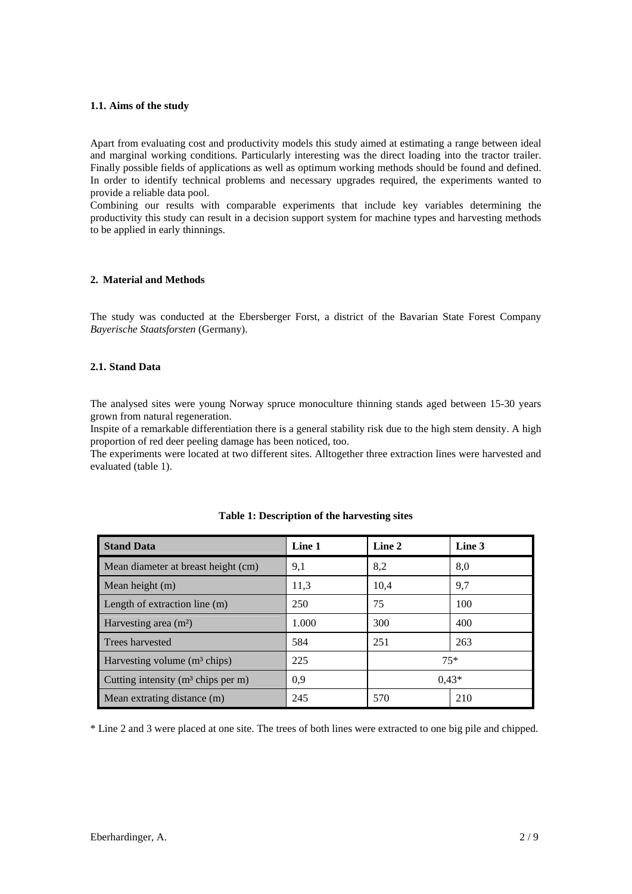### 1.1. Aims of the study

Apart from evaluating cost and productivity models this study aimed at estimating a range between ideal and marginal working conditions. Particularly interesting was the direct loading into the tractor trailer. Finally possible fields of applications as well as optimum working methods should be found and defined. In order to identify technical problems and necessary upgrades required, the experiments wanted to provide a reliable data pool.

Combining our results with comparable experiments that include key variables determining the productivity this study can result in a decision support system for machine types and harvesting methods to be applied in early thinnings.

## 2. Material and Methods

The study was conducted at the Ebersberger Forst, a district of the Bavarian State Forest Company *Bayerische Staatsforsten* (Germany).

### 2.1. Stand Data

The analysed sites were young Norway spruce monoculture thinning stands aged between 15-30 years grown from natural regeneration.

Inspite of a remarkable differentiation there is a general stability risk due to the high stem density. A high proportion of red deer peeling damage has been noticed, too.

The experiments were located at two different sites. Alltogether three extraction lines were harvested and evaluated (table 1).

**Table 1: Description of the harvesting sites**

| Stand Data | Line 1 | Line 2 | Line 3 |
|---|---|---|---|
| Mean diameter at breast height (cm) | 9,1 | 8,2 | 8,0 |
| Mean height (m) | 11,3 | 10,4 | 9,7 |
| Length of extraction line (m) | 250 | 75 | 100 |
| Harvesting area (m²) | 1.000 | 300 | 400 |
| Trees harvested | 584 | 251 | 263 |
| Harvesting volume (m³ chips) | 225 | 75* | |
| Cutting intensity (m³ chips per m) | 0,9 | 0,43* | |
| Mean extrating distance (m) | 245 | 570 | 210 |

\* Line 2 and 3 were placed at one site. The trees of both lines were extracted to one big pile and chipped.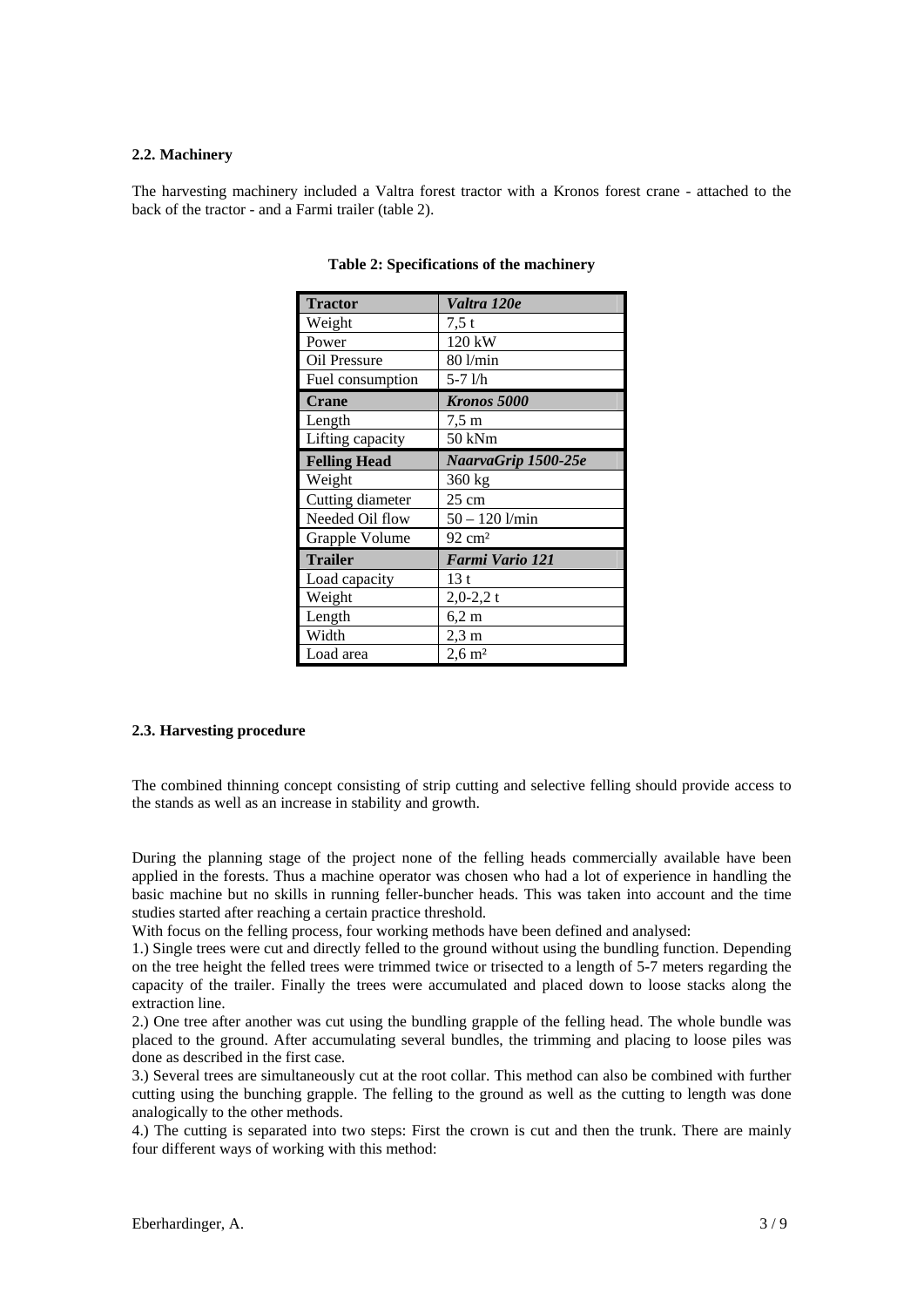### 2.2. Machinery

The harvesting machinery included a Valtra forest tractor with a Kronos forest crane - attached to the back of the tractor - and a Farmi trailer (table 2).

**Table 2: Specifications of the machinery**

| **Tractor** | ***Valtra 120e*** |
|---|---|
| Weight | 7,5 t |
| Power | 120 kW |
| Oil Pressure | 80 l/min |
| Fuel consumption | 5-7 l/h |
| **Crane** | ***Kronos 5000*** |
| Length | 7,5 m |
| Lifting capacity | 50 kNm |
| **Felling Head** | ***NaarvaGrip 1500-25e*** |
| Weight | 360 kg |
| Cutting diameter | 25 cm |
| Needed Oil flow | 50 – 120 l/min |
| Grapple Volume | 92 cm² |
| **Trailer** | ***Farmi Vario 121*** |
| Load capacity | 13 t |
| Weight | 2,0-2,2 t |
| Length | 6,2 m |
| Width | 2,3 m |
| Load area | 2,6 m² |

### 2.3. Harvesting procedure

The combined thinning concept consisting of strip cutting and selective felling should provide access to the stands as well as an increase in stability and growth.

During the planning stage of the project none of the felling heads commercially available have been applied in the forests. Thus a machine operator was chosen who had a lot of experience in handling the basic machine but no skills in running feller-buncher heads. This was taken into account and the time studies started after reaching a certain practice threshold.

With focus on the felling process, four working methods have been defined and analysed:

1.) Single trees were cut and directly felled to the ground without using the bundling function. Depending on the tree height the felled trees were trimmed twice or trisected to a length of 5-7 meters regarding the capacity of the trailer. Finally the trees were accumulated and placed down to loose stacks along the extraction line.

2.) One tree after another was cut using the bundling grapple of the felling head. The whole bundle was placed to the ground. After accumulating several bundles, the trimming and placing to loose piles was done as described in the first case.

3.) Several trees are simultaneously cut at the root collar. This method can also be combined with further cutting using the bunching grapple. The felling to the ground as well as the cutting to length was done analogically to the other methods.

4.) The cutting is separated into two steps: First the crown is cut and then the trunk. There are mainly four different ways of working with this method: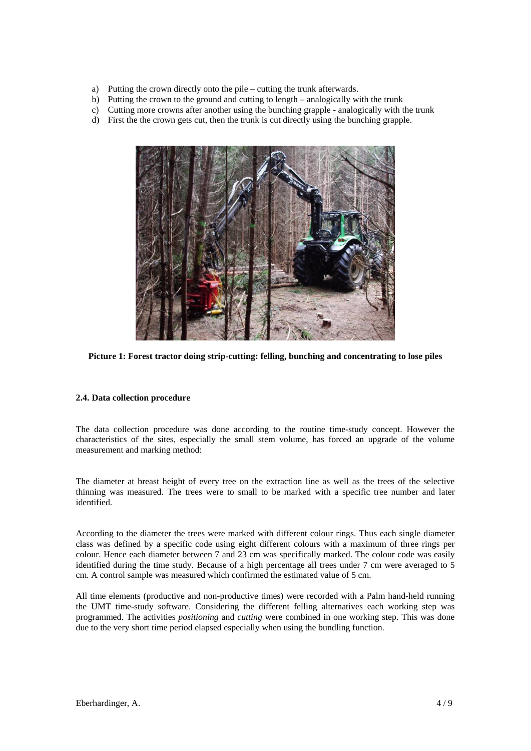a) Putting the crown directly onto the pile – cutting the trunk afterwards.
b) Putting the crown to the ground and cutting to length – analogically with the trunk
c) Cutting more crowns after another using the bunching grapple - analogically with the trunk
d) First the the crown gets cut, then the trunk is cut directly using the bunching grapple.

**Picture 1: Forest tractor doing strip-cutting: felling, bunching and concentrating to lose piles**

#### 2.4. Data collection procedure

The data collection procedure was done according to the routine time-study concept. However the characteristics of the sites, especially the small stem volume, has forced an upgrade of the volume measurement and marking method:

The diameter at breast height of every tree on the extraction line as well as the trees of the selective thinning was measured. The trees were to small to be marked with a specific tree number and later identified.

According to the diameter the trees were marked with different colour rings. Thus each single diameter class was defined by a specific code using eight different colours with a maximum of three rings per colour. Hence each diameter between 7 and 23 cm was specifically marked. The colour code was easily identified during the time study. Because of a high percentage all trees under 7 cm were averaged to 5 cm. A control sample was measured which confirmed the estimated value of 5 cm.

All time elements (productive and non-productive times) were recorded with a Palm hand-held running the UMT time-study software. Considering the different felling alternatives each working step was programmed. The activities *positioning* and *cutting* were combined in one working step. This was done due to the very short time period elapsed especially when using the bundling function.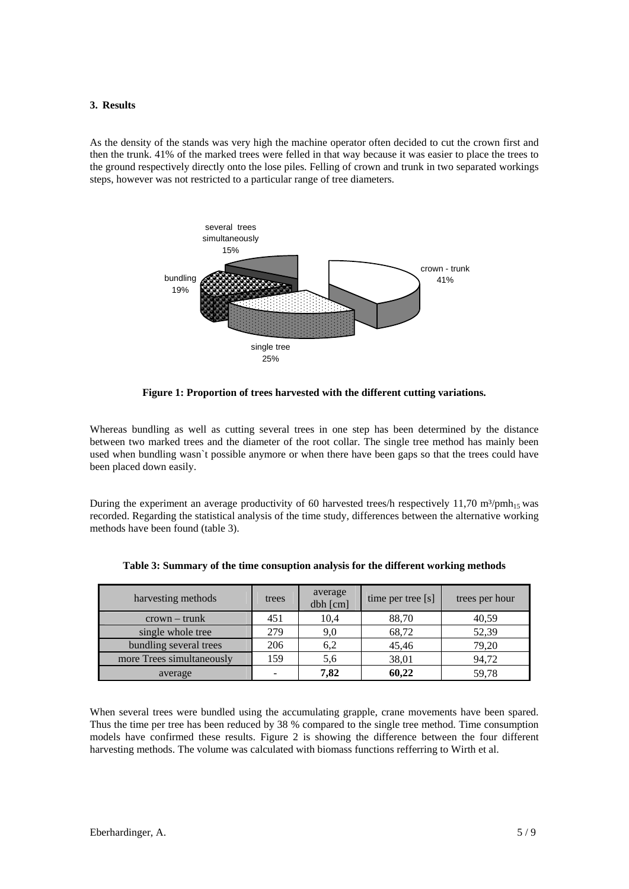## 3. Results

As the density of the stands was very high the machine operator often decided to cut the crown first and then the trunk. 41% of the marked trees were felled in that way because it was easier to place the trees to the ground respectively directly onto the lose piles. Felling of crown and trunk in two separated workings steps, however was not restricted to a particular range of tree diameters.

**Figure 1: Proportion of trees harvested with the different cutting variations.**

Whereas bundling as well as cutting several trees in one step has been determined by the distance between two marked trees and the diameter of the root collar. The single tree method has mainly been used when bundling wasn`t possible anymore or when there have been gaps so that the trees could have been placed down easily.

During the experiment an average productivity of 60 harvested trees/h respectively 11,70 m³/pmh$_{15}$ was recorded. Regarding the statistical analysis of the time study, differences between the alternative working methods have been found (table 3).

**Table 3: Summary of the time consuption analysis for the different working methods**

| harvesting methods | trees | average dbh [cm] | time per tree [s] | trees per hour |
|---|---|---|---|---|
| crown – trunk | 451 | 10,4 | 88,70 | 40,59 |
| single whole tree | 279 | 9,0 | 68,72 | 52,39 |
| bundling several trees | 206 | 6,2 | 45,46 | 79,20 |
| more Trees simultaneously | 159 | 5,6 | 38,01 | 94,72 |
| average | - | **7,82** | **60,22** | 59,78 |

When several trees were bundled using the accumulating grapple, crane movements have been spared. Thus the time per tree has been reduced by 38 % compared to the single tree method. Time consumption models have confirmed these results. Figure 2 is showing the difference between the four different harvesting methods. The volume was calculated with biomass functions refferring to Wirth et al.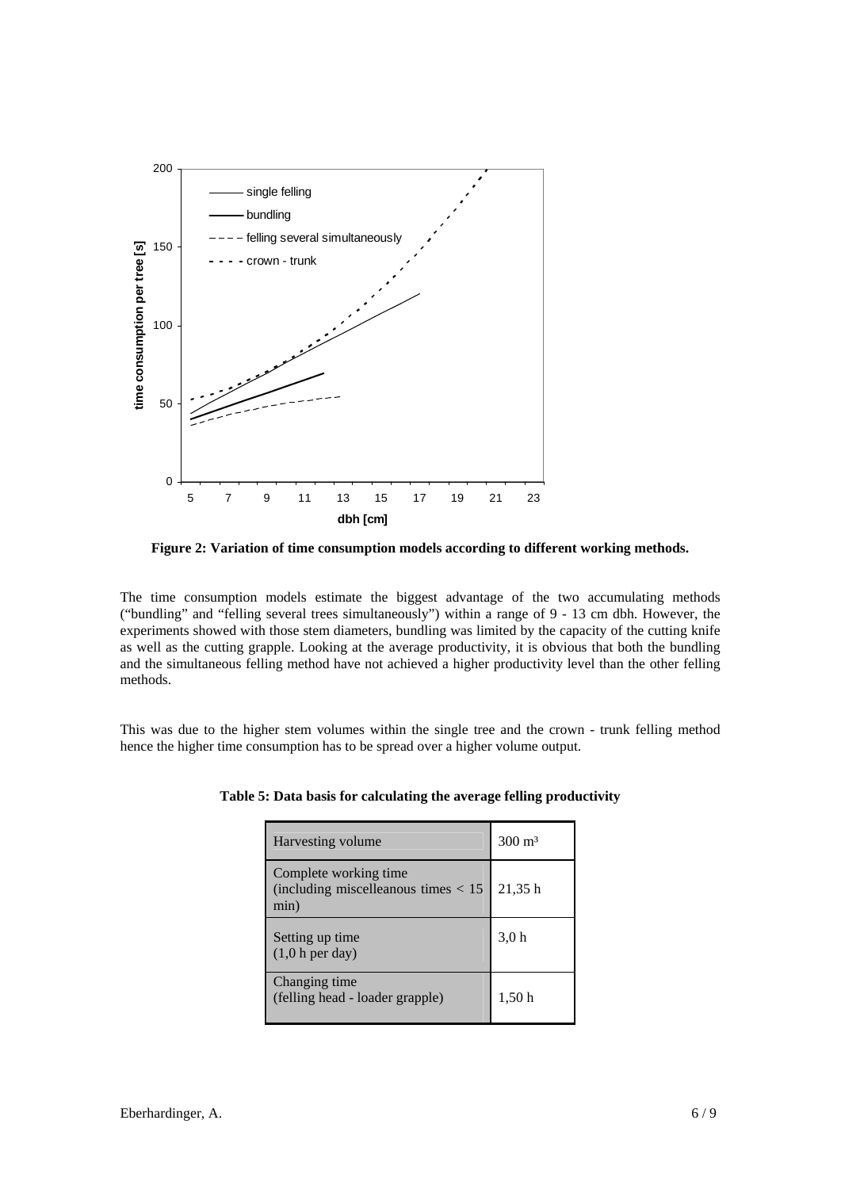**Figure 2: Variation of time consumption models according to different working methods.**

The time consumption models estimate the biggest advantage of the two accumulating methods ("bundling" and "felling several trees simultaneously") within a range of 9 - 13 cm dbh. However, the experiments showed with those stem diameters, bundling was limited by the capacity of the cutting knife as well as the cutting grapple. Looking at the average productivity, it is obvious that both the bundling and the simultaneous felling method have not achieved a higher productivity level than the other felling methods.

This was due to the higher stem volumes within the single tree and the crown - trunk felling method hence the higher time consumption has to be spread over a higher volume output.

**Table 5: Data basis for calculating the average felling productivity**

| | |
|---|---|
| Harvesting volume | 300 m³ |
| Complete working time (including miscelleanous times < 15 min) | 21,35 h |
| Setting up time (1,0 h per day) | 3,0 h |
| Changing time (felling head - loader grapple) | 1,50 h |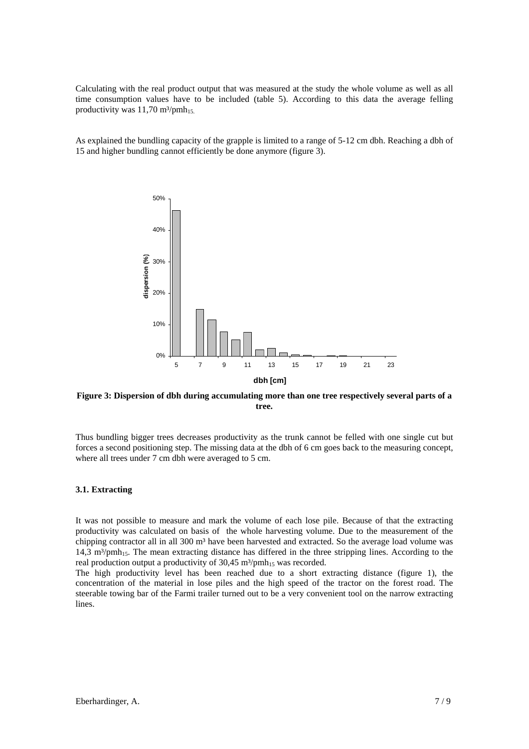Calculating with the real product output that was measured at the study the whole volume as well as all time consumption values have to be included (table 5). According to this data the average felling productivity was 11,70 m³/$pmh_{15.}$

As explained the bundling capacity of the grapple is limited to a range of 5-12 cm dbh. Reaching a dbh of 15 and higher bundling cannot efficiently be done anymore (figure 3).

**Figure 3: Dispersion of dbh during accumulating more than one tree respectively several parts of a tree.**

Thus bundling bigger trees decreases productivity as the trunk cannot be felled with one single cut but forces a second positioning step. The missing data at the dbh of 6 cm goes back to the measuring concept, where all trees under 7 cm dbh were averaged to 5 cm.

### 3.1. Extracting

It was not possible to measure and mark the volume of each lose pile. Because of that the extracting productivity was calculated on basis of the whole harvesting volume. Due to the measurement of the chipping contractor all in all 300 m³ have been harvested and extracted. So the average load volume was 14,3 m³/$pmh_{15}$. The mean extracting distance has differed in the three stripping lines. According to the real production output a productivity of 30,45 m³/$pmh_{15}$ was recorded.

The high productivity level has been reached due to a short extracting distance (figure 1), the concentration of the material in lose piles and the high speed of the tractor on the forest road. The steerable towing bar of the Farmi trailer turned out to be a very convenient tool on the narrow extracting lines.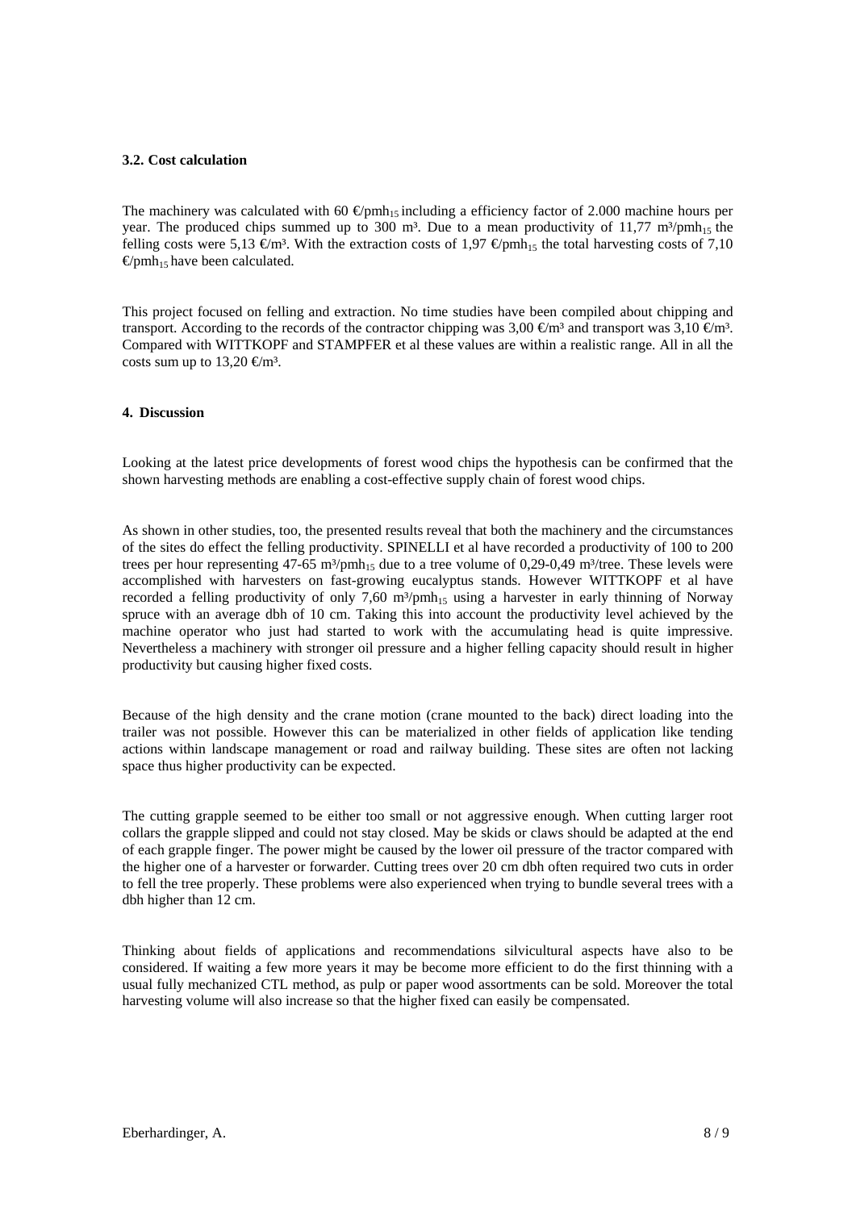### 3.2. Cost calculation

The machinery was calculated with 60 €/$pmh_{15}$ including a efficiency factor of 2.000 machine hours per year. The produced chips summed up to 300 m³. Due to a mean productivity of 11,77 m³/$pmh_{15}$ the felling costs were 5,13 €/m³. With the extraction costs of 1,97 €/$pmh_{15}$ the total harvesting costs of 7,10 €/$pmh_{15}$ have been calculated.

This project focused on felling and extraction. No time studies have been compiled about chipping and transport. According to the records of the contractor chipping was 3,00 €/m³ and transport was 3,10 €/m³. Compared with WITTKOPF and STAMPFER et al these values are within a realistic range. All in all the costs sum up to 13,20 €/m³.

## 4. Discussion

Looking at the latest price developments of forest wood chips the hypothesis can be confirmed that the shown harvesting methods are enabling a cost-effective supply chain of forest wood chips.

As shown in other studies, too, the presented results reveal that both the machinery and the circumstances of the sites do effect the felling productivity. SPINELLI et al have recorded a productivity of 100 to 200 trees per hour representing 47-65 m³/$pmh_{15}$ due to a tree volume of 0,29-0,49 m³/tree. These levels were accomplished with harvesters on fast-growing eucalyptus stands. However WITTKOPF et al have recorded a felling productivity of only 7,60 m³/$pmh_{15}$ using a harvester in early thinning of Norway spruce with an average dbh of 10 cm. Taking this into account the productivity level achieved by the machine operator who just had started to work with the accumulating head is quite impressive. Nevertheless a machinery with stronger oil pressure and a higher felling capacity should result in higher productivity but causing higher fixed costs.

Because of the high density and the crane motion (crane mounted to the back) direct loading into the trailer was not possible. However this can be materialized in other fields of application like tending actions within landscape management or road and railway building. These sites are often not lacking space thus higher productivity can be expected.

The cutting grapple seemed to be either too small or not aggressive enough. When cutting larger root collars the grapple slipped and could not stay closed. May be skids or claws should be adapted at the end of each grapple finger. The power might be caused by the lower oil pressure of the tractor compared with the higher one of a harvester or forwarder. Cutting trees over 20 cm dbh often required two cuts in order to fell the tree properly. These problems were also experienced when trying to bundle several trees with a dbh higher than 12 cm.

Thinking about fields of applications and recommendations silvicultural aspects have also to be considered. If waiting a few more years it may be become more efficient to do the first thinning with a usual fully mechanized CTL method, as pulp or paper wood assortments can be sold. Moreover the total harvesting volume will also increase so that the higher fixed can easily be compensated.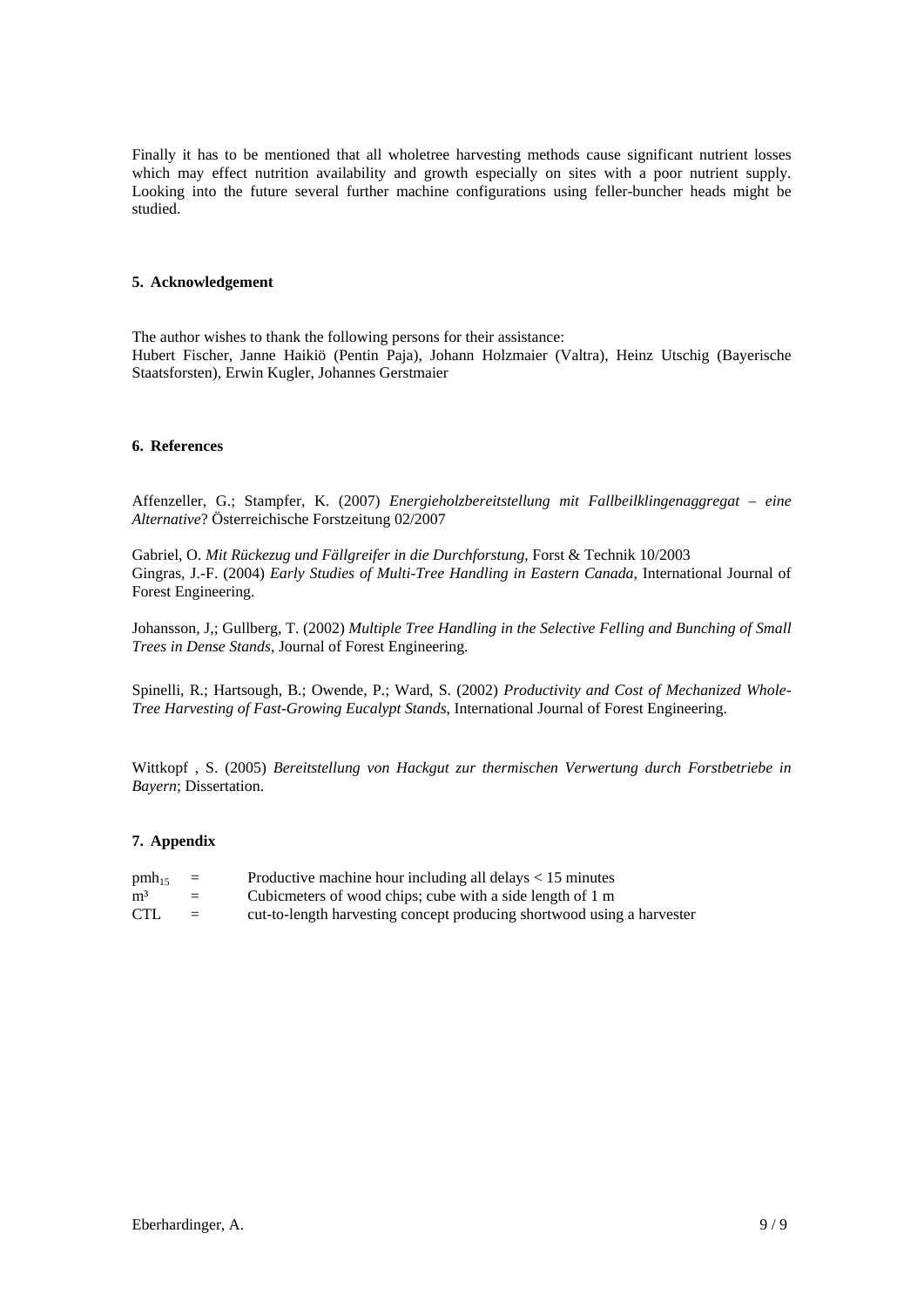Finally it has to be mentioned that all wholetree harvesting methods cause significant nutrient losses which may effect nutrition availability and growth especially on sites with a poor nutrient supply. Looking into the future several further machine configurations using feller-buncher heads might be studied.

## 5. Acknowledgement

The author wishes to thank the following persons for their assistance:
Hubert Fischer, Janne Haikiö (Pentin Paja), Johann Holzmaier (Valtra), Heinz Utschig (Bayerische Staatsforsten), Erwin Kugler, Johannes Gerstmaier

## 6. References

Affenzeller, G.; Stampfer, K. (2007) *Energieholzbereitstellung mit Fallbeilklingenaggregat – eine Alternative*? Österreichische Forstzeitung 02/2007

Gabriel, O. *Mit Rückezug und Fällgreifer in die Durchforstung*, Forst & Technik 10/2003
Gingras, J.-F. (2004) *Early Studies of Multi-Tree Handling in Eastern Canada*, International Journal of Forest Engineering.

Johansson, J,; Gullberg, T. (2002) *Multiple Tree Handling in the Selective Felling and Bunching of Small Trees in Dense Stands*, Journal of Forest Engineering.

Spinelli, R.; Hartsough, B.; Owende, P.; Ward, S. (2002) *Productivity and Cost of Mechanized Whole-Tree Harvesting of Fast-Growing Eucalypt Stands*, International Journal of Forest Engineering.

Wittkopf , S. (2005) *Bereitstellung von Hackgut zur thermischen Verwertung durch Forstbetriebe in Bayern*; Dissertation.

## 7. Appendix

| | | |
|---|---|---|
| $pmh_{15}$ | = | Productive machine hour including all delays < 15 minutes |
| $m^3$ | = | Cubicmeters of wood chips; cube with a side length of 1 m |
| CTL | = | cut-to-length harvesting concept producing shortwood using a harvester |